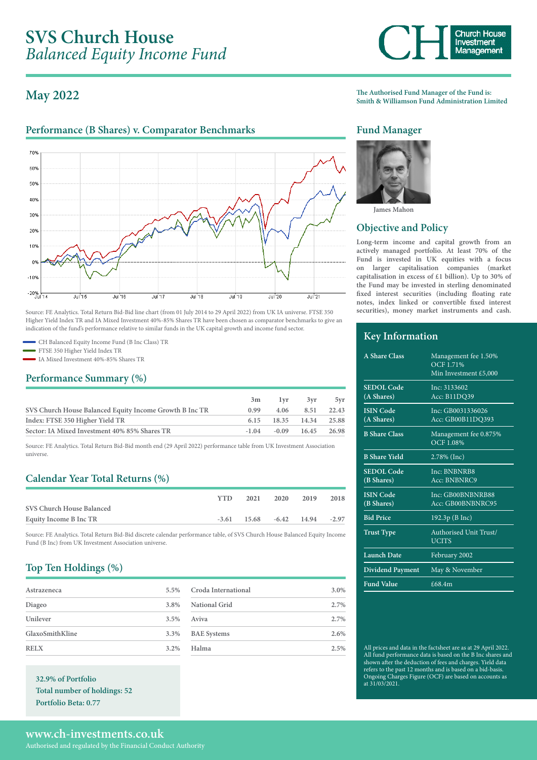# SVS Church House
*Balanced Equity Income Fund*

## May 2022

**The Authorised Fund Manager of the Fund is: Smith & Williamson Fund Administration Limited**

## Performance (B Shares) v. Comparator Benchmarks

Source: FE Analytics. Total Return Bid-Bid line chart (from 01 July 2014 to 29 April 2022) from UK IA universe. FTSE 350 Higher Yield Index TR and IA Mixed Investment 40%-85% Shares TR have been chosen as comparator benchmarks to give an indication of the fund's performance relative to similar funds in the UK capital growth and income fund sector.

- CH Balanced Equity Income Fund (B Inc Class) TR
- FTSE 350 Higher Yield Index TR
- IA Mixed Investment 40%-85% Shares TR

## Performance Summary (%)

| | 3m | 1yr | 3yr | 5yr |
|---|---|---|---|---|
| SVS Church House Balanced Equity Income Growth B Inc TR | 0.99 | 4.06 | 8.51 | 22.43 |
| Index: FTSE 350 Higher Yield TR | 6.15 | 18.35 | 14.34 | 25.88 |
| Sector: IA Mixed Investment 40% 85% Shares TR | -1.04 | -0.09 | 16.45 | 26.98 |

Source: FE Analytics. Total Return Bid-Bid month end (29 April 2022) performance table from UK Investment Association universe.

## Calendar Year Total Returns (%)

| | YTD | 2021 | 2020 | 2019 | 2018 |
|---|---|---|---|---|---|
| SVS Church House Balanced Equity Income B Inc TR | -3.61 | 15.68 | -6.42 | 14.94 | -2.97 |

Source: FE Analytics. Total Return Bid-Bid discrete calendar performance table, of SVS Church House Balanced Equity Income Fund (B Inc) from UK Investment Association universe.

## Top Ten Holdings (%)

| | | | |
|---|---|---|---|
| Astrazeneca | 5.5% | Croda International | 3.0% |
| Diageo | 3.8% | National Grid | 2.7% |
| Unilever | 3.5% | Aviva | 2.7% |
| GlaxoSmithKline | 3.3% | BAE Systems | 2.6% |
| RELX | 3.2% | Halma | 2.5% |

**32.9% of Portfolio**
**Total number of holdings: 52**
**Portfolio Beta: 0.77**

## Fund Manager

James Mahon

## Objective and Policy

**Long-term income and capital growth from an actively managed portfolio. At least 70% of the Fund is invested in UK equities with a focus on larger capitalisation companies (market capitalisation in excess of £1 billion). Up to 30% of the Fund may be invested in sterling denominated fixed interest securities (including floating rate notes, index linked or convertible fixed interest securities), money market instruments and cash.**

## Key Information

| | |
|---|---|
| **A Share Class** | Management fee 1.50%<br>OCF 1.71%<br>Min Investment £5,000 |
| **SEDOL Code (A Shares)** | Inc: 3133602<br>Acc: B11DQ39 |
| **ISIN Code (A Shares)** | Inc: GB0031336026<br>Acc: GB00B11DQ393 |
| **B Share Class** | Management fee 0.875%<br>OCF 1.08% |
| **B Share Yield** | 2.78% (Inc) |
| **SEDOL Code (B Shares)** | Inc: BNBNRB8<br>Acc: BNBNRC9 |
| **ISIN Code (B Shares)** | Inc: GB00BNBNRB88<br>Acc: GB00BNBNRC95 |
| **Bid Price** | 192.3p (B Inc) |
| **Trust Type** | Authorised Unit Trust/ UCITS |
| **Launch Date** | February 2002 |
| **Dividend Payment** | May & November |
| **Fund Value** | £68.4m |

All prices and data in the factsheet are as at 29 April 2022. All fund performance data is based on the B Inc shares and shown after the deduction of fees and charges. Yield data refers to the past 12 months and is based on a bid-basis. Ongoing Charges Figure (OCF) are based on accounts as at 31/03/2021.

**www.ch-investments.co.uk**
Authorised and regulated by the Financial Conduct Authority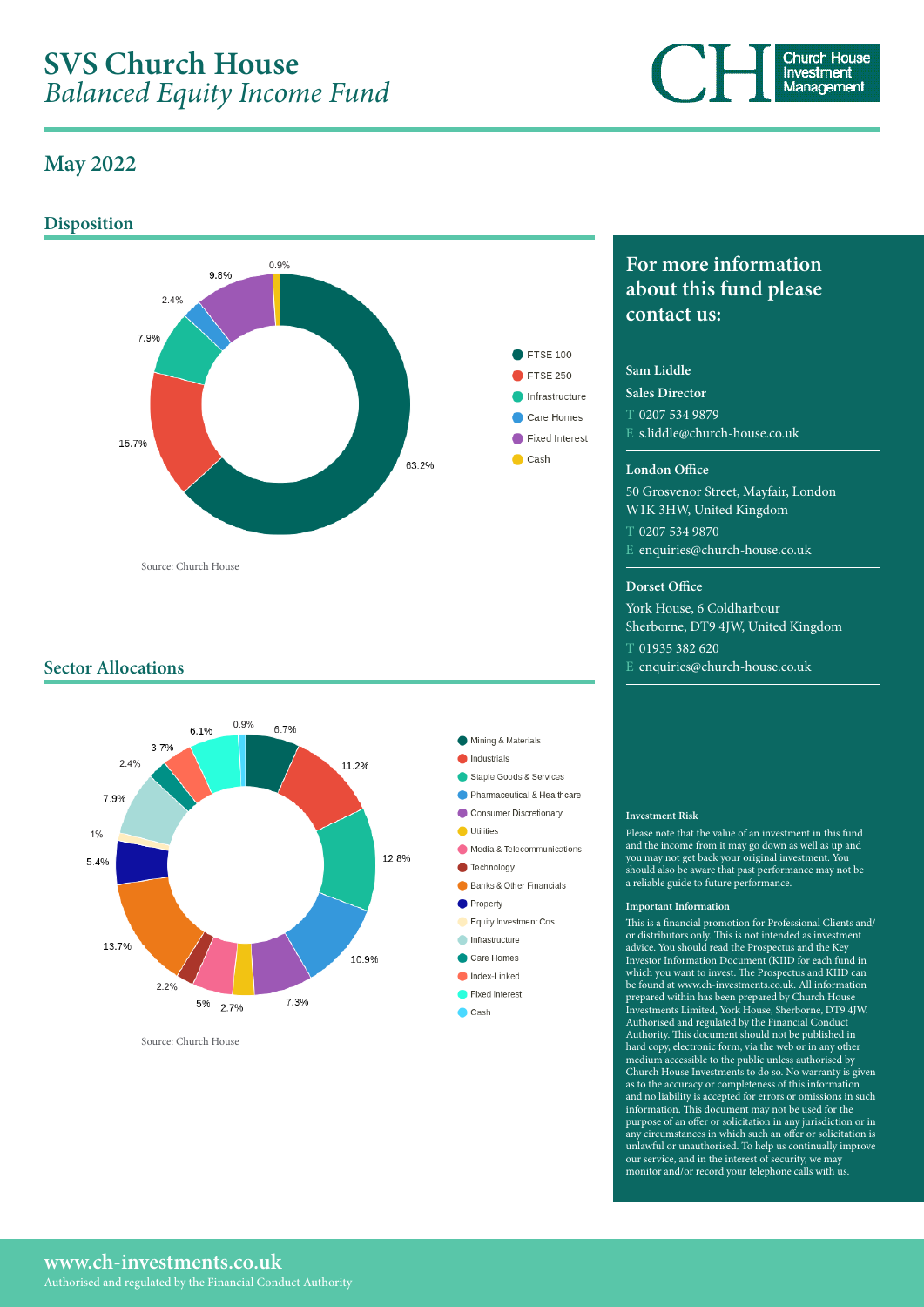# SVS Church House
*Balanced Equity Income Fund*

Church House Investment Management

## May 2022

## Disposition

0.9%
9.8%
2.4%
7.9%
15.7%
63.2%

FTSE 100
FTSE 250
Infrastructure
Care Homes
Fixed Interest
Cash

Source: Church House

## Sector Allocations

0.9%
6.7%
6.1%
3.7%
2.4%
11.2%
7.9%
1%
12.8%
5.4%
13.7%
10.9%
2.2%
5%
2.7%
7.3%

Mining & Materials
Industrials
Staple Goods & Services
Pharmaceutical & Healthcare
Consumer Discretionary
Utilities
Media & Telecommunications
Technology
Banks & Other Financials
Property
Equity Investment Cos.
Infrastructure
Care Homes
Index-Linked
Fixed Interest
Cash

Source: Church House

## For more information about this fund please contact us:

**Sam Liddle**

**Sales Director**

T 0207 534 9879

E s.liddle@church-house.co.uk

**London Office**

50 Grosvenor Street, Mayfair, London
W1K 3HW, United Kingdom

T 0207 534 9870

E enquiries@church-house.co.uk

**Dorset Office**

York House, 6 Coldharbour
Sherborne, DT9 4JW, United Kingdom

T 01935 382 620

E enquiries@church-house.co.uk

**Investment Risk**

Please note that the value of an investment in this fund and the income from it may go down as well as up and you may not get back your original investment. You should also be aware that past performance may not be a reliable guide to future performance.

**Important Information**

This is a financial promotion for Professional Clients and/or distributors only. This is not intended as investment advice. You should read the Prospectus and the Key Investor Information Document (KIID for each fund in which you want to invest. The Prospectus and KIID can be found at www.ch-investments.co.uk. All information prepared within has been prepared by Church House Investments Limited, York House, Sherborne, DT9 4JW. Authorised and regulated by the Financial Conduct Authority. This document should not be published in hard copy, electronic form, via the web or in any other medium accessible to the public unless authorised by Church House Investments to do so. No warranty is given as to the accuracy or completeness of this information and no liability is accepted for errors or omissions in such information. This document may not be used for the purpose of an offer or solicitation in any jurisdiction or in any circumstances in which such an offer or solicitation is unlawful or unauthorised. To help us continually improve our service, and in the interest of security, we may monitor and/or record your telephone calls with us.

**www.ch-investments.co.uk**

Authorised and regulated by the Financial Conduct Authority